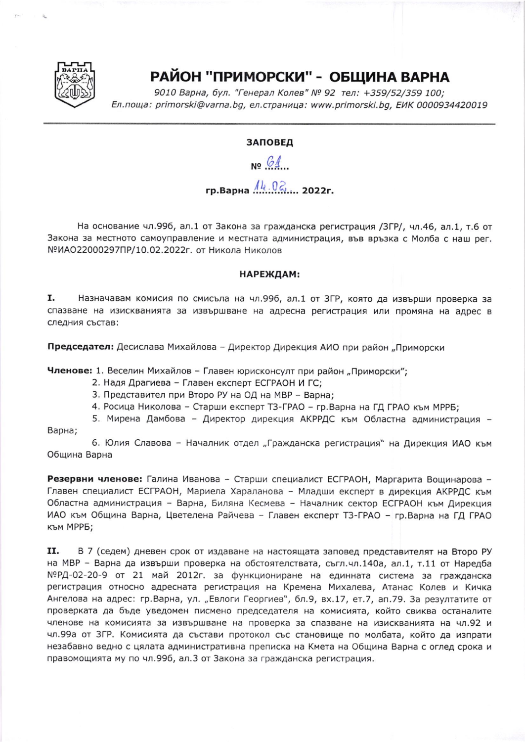# РАЙОН "ПРИМОРСКИ" - ОБЩИНА ВАРНА

*9010 Варна, бул. "Генерал Колев" № 92 тел: +359/52/359 100;*
*Ел.поща: primorski@varna.bg, ел.страница: www.primorski.bg, ЕИК 0000934420019*

---

**ЗАПОВЕД**

**№ 61**

**гр.Варна 14.02. 2022г.**

На основание чл.99б, ал.1 от Закона за гражданска регистрация /ЗГР/, чл.46, ал.1, т.6 от Закона за местното самоуправление и местната администрация, във връзка с Молба с наш рег. №ИАО22000297ПР/10.02.2022г. от Никола Николов

**НАРЕЖДАМ:**

**I.** Назначавам комисия по смисъла на чл.99б, ал.1 от ЗГР, която да извърши проверка за спазване на изискванията за извършване на адресна регистрация или промяна на адрес в следния състав:

**Председател:** Десислава Михайлова – Директор Дирекция АИО при район „Приморски

**Членове:** 1. Веселин Михайлов – Главен юрисконсулт при район „Приморски";

2. Надя Драгиева – Главен експерт ЕСГРАОН И ГС;

3. Представител при Второ РУ на ОД на МВР – Варна;

4. Росица Николова – Старши експерт ТЗ-ГРАО – гр.Варна на ГД ГРАО към МРРБ;

5. Мирена Дамбова – Директор дирекция АКРРДС към Областна администрация – Варна;

6. Юлия Славова – Началник отдел „Гражданска регистрация" на Дирекция ИАО към Община Варна

**Резервни членове:** Галина Иванова – Старши специалист ЕСГРАОН, Маргарита Вощинарова – Главен специалист ЕСГРАОН, Мариела Хараланова – Младши експерт в дирекция АКРРДС към Областна администрация – Варна, Биляна Кесмева – Началник сектор ЕСГРАОН към Дирекция ИАО към Община Варна, Цветелена Райчева – Главен експерт ТЗ-ГРАО – гр.Варна на ГД ГРАО към МРРБ;

**II.** В 7 (седем) дневен срок от издаване на настоящата заповед представителят на Второ РУ на МВР – Варна да извърши проверка на обстоятелствата, съгл.чл.140а, ал.1, т.11 от Наредба №РД-02-20-9 от 21 май 2012г. за функциониране на единната система за гражданска регистрация относно адресната регистрация на Кремена Михалева, Атанас Колев и Кичка Ангелова на адрес: гр.Варна, ул. „Евлоги Георгиев", бл.9, вх.17, ет.7, ап.79. За резултатите от проверката да бъде уведомен писмено председателя на комисията, който свиква останалите членове на комисията за извършване на проверка за спазване на изискванията на чл.92 и чл.99а от ЗГР. Комисията да състави протокол със становище по молбата, който да изпрати незабавно ведно с цялата административна преписка на Кмета на Община Варна с оглед срока и правомощията му по чл.99б, ал.3 от Закона за гражданска регистрация.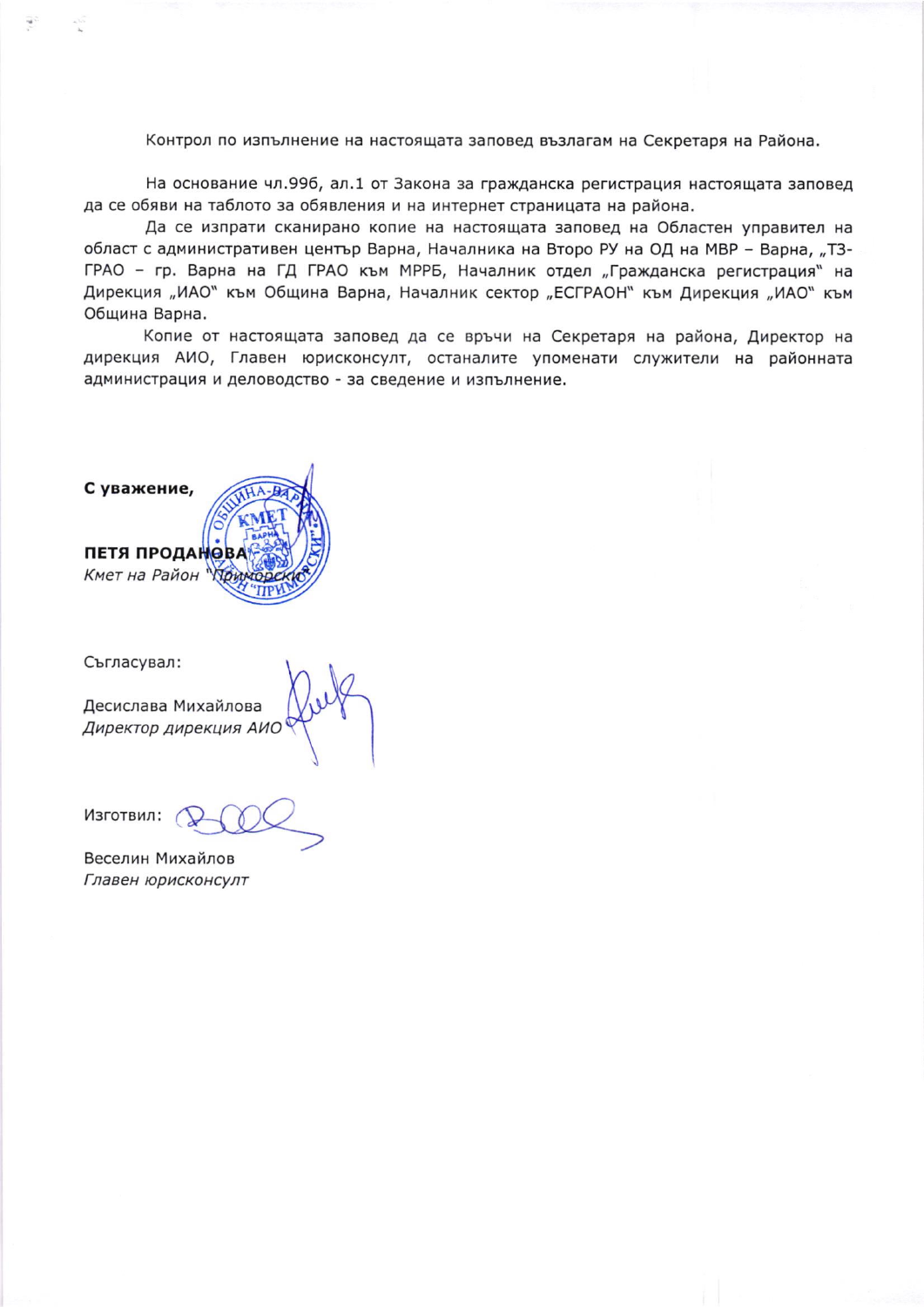Контрол по изпълнение на настоящата заповед възлагам на Секретаря на Района.

На основание чл.99б, ал.1 от Закона за гражданска регистрация настоящата заповед да се обяви на таблото за обявления и на интернет страницата на района.

Да се изпрати сканирано копие на настоящата заповед на Областен управител на област с административен център Варна, Началника на Второ РУ на ОД на МВР – Варна, „ТЗ-ГРАО – гр. Варна на ГД ГРАО към МРРБ, Началник отдел „Гражданска регистрация" на Дирекция „ИАО" към Община Варна, Началник сектор „ЕСГРАОН" към Дирекция „ИАО" към Община Варна.

Копие от настоящата заповед да се връчи на Секретаря на района, Директор на дирекция АИО, Главен юрисконсулт, останалите упоменати служители на районната администрация и деловодство - за сведение и изпълнение.

**С уважение,**

**ПЕТЯ ПРОДАНОВА**
*Кмет на Район "Приморски"*

Съгласувал:

Десислава Михайлова
*Директор дирекция АИО*

Изготвил:

Веселин Михайлов
*Главен юрисконсулт*